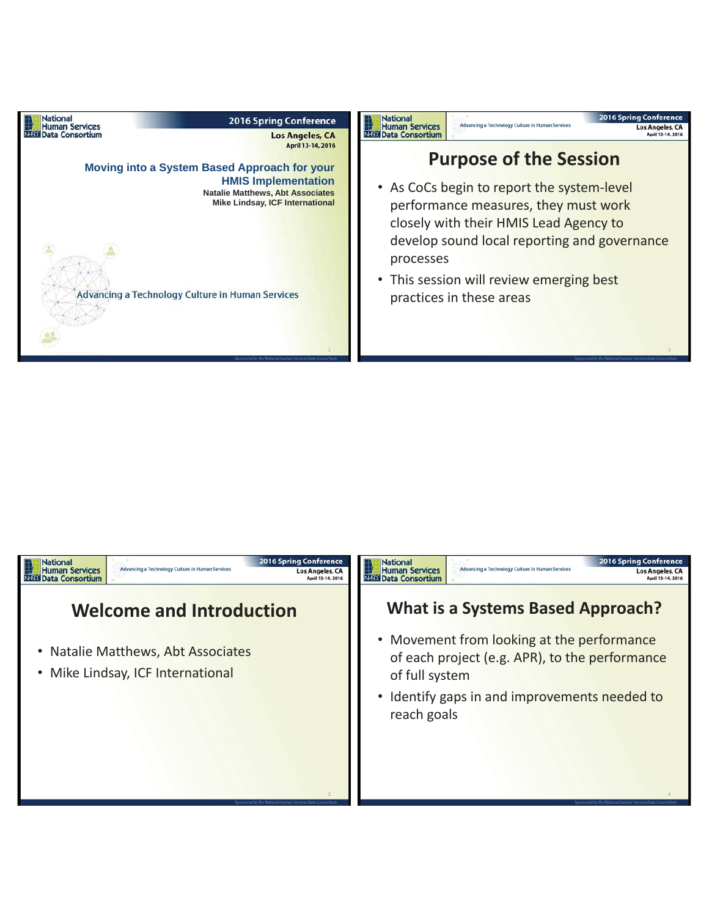# Moving into a System Based Approach for your HMIS Implementation

**Natalie Matthews, Abt Associates**
**Mike Lindsay, ICF International**

Advancing a Technology Culture in Human Services

## Welcome and Introduction

- Natalie Matthews, Abt Associates
- Mike Lindsay, ICF International

## Purpose of the Session

- As CoCs begin to report the system-level performance measures, they must work closely with their HMIS Lead Agency to develop sound local reporting and governance processes
- This session will review emerging best practices in these areas

## What is a Systems Based Approach?

- Movement from looking at the performance of each project (e.g. APR), to the performance of full system
- Identify gaps in and improvements needed to reach goals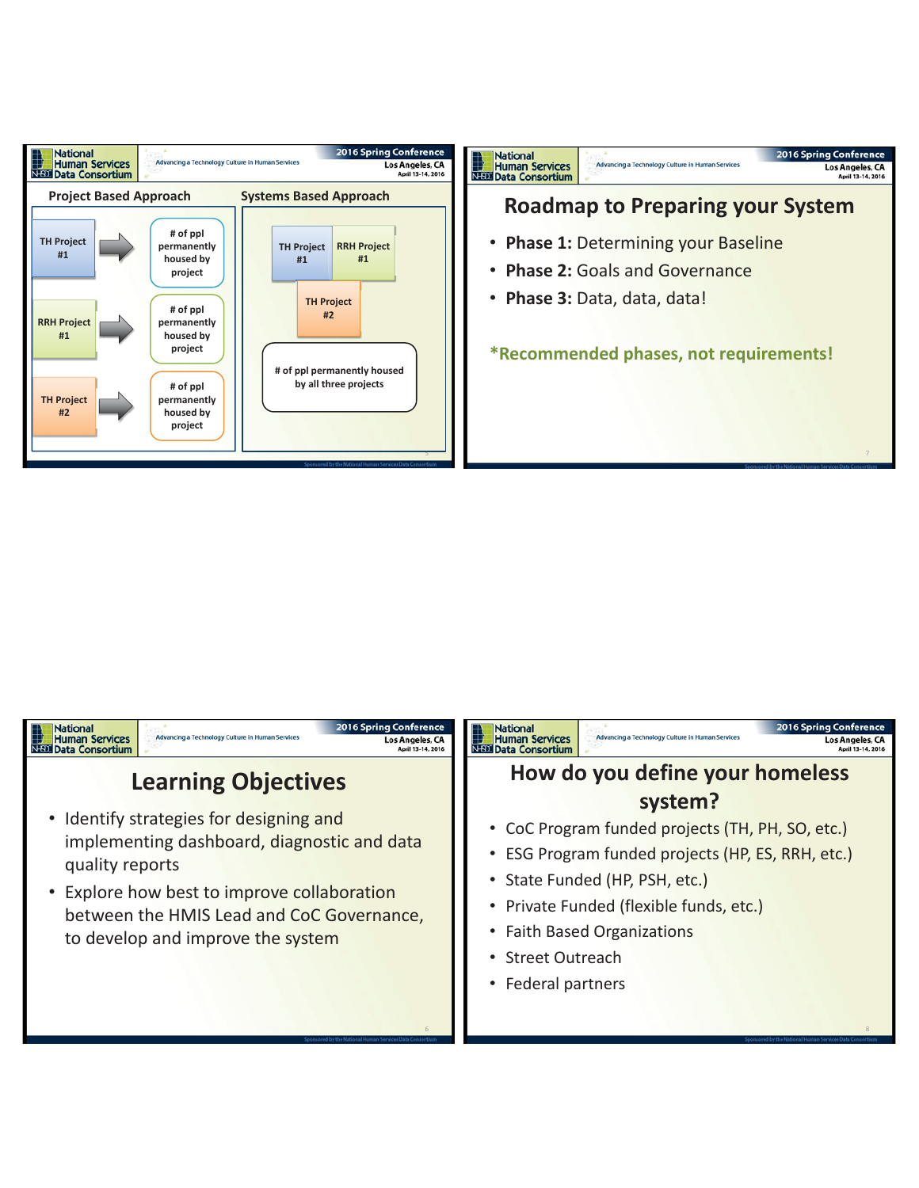## Project Based Approach

- TH Project #1 → # of ppl permanently housed by project
- RRH Project #1 → # of ppl permanently housed by project
- TH Project #2 → # of ppl permanently housed by project

## Systems Based Approach

- TH Project #1
- RRH Project #1
- TH Project #2

→ # of ppl permanently housed by all three projects

# Roadmap to Preparing your System

- **Phase 1:** Determining your Baseline
- **Phase 2:** Goals and Governance
- **Phase 3:** Data, data, data!

**\*Recommended phases, not requirements!**

# Learning Objectives

- Identify strategies for designing and implementing dashboard, diagnostic and data quality reports
- Explore how best to improve collaboration between the HMIS Lead and CoC Governance, to develop and improve the system

# How do you define your homeless system?

- CoC Program funded projects (TH, PH, SO, etc.)
- ESG Program funded projects (HP, ES, RRH, etc.)
- State Funded (HP, PSH, etc.)
- Private Funded (flexible funds, etc.)
- Faith Based Organizations
- Street Outreach
- Federal partners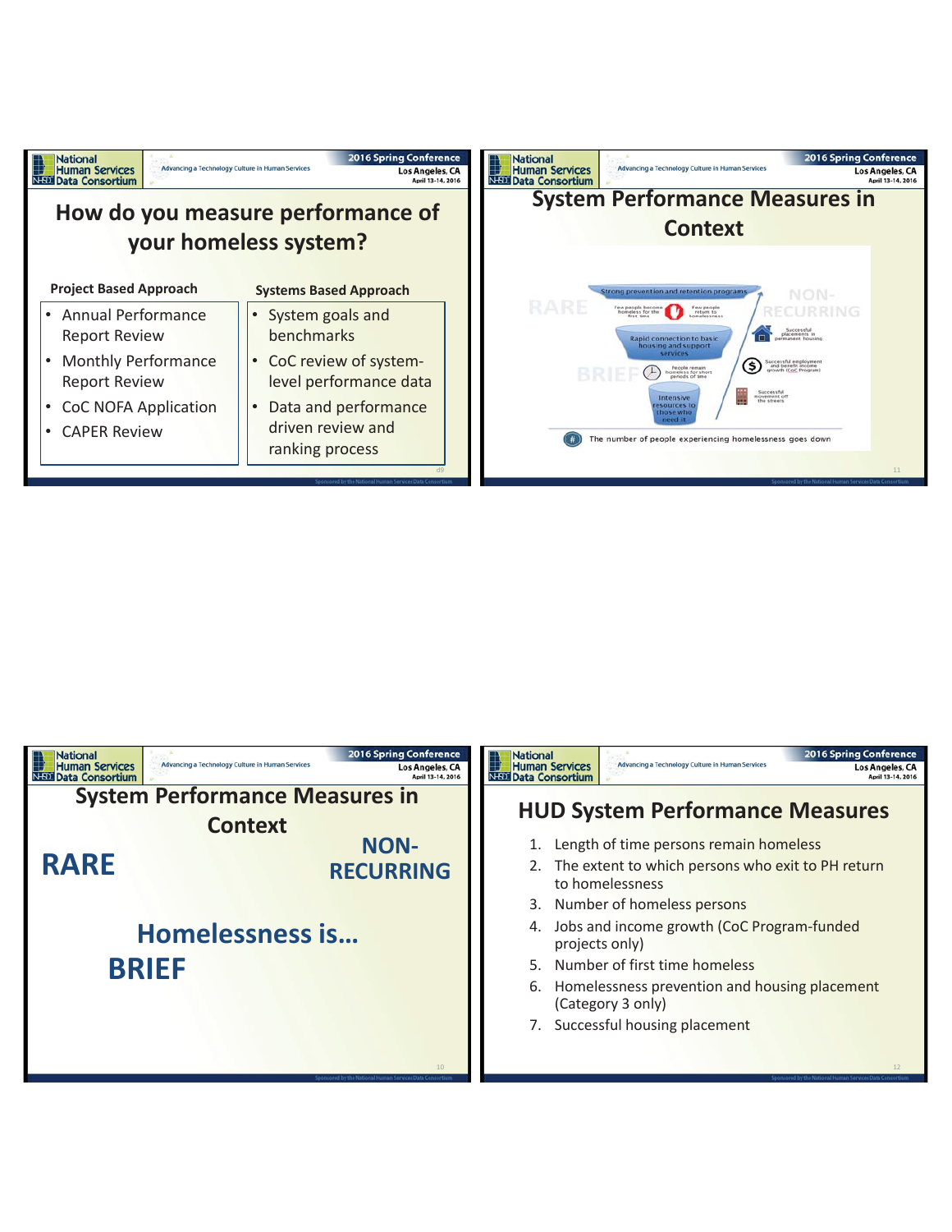## How do you measure performance of your homeless system?

**Project Based Approach**

- Annual Performance Report Review
- Monthly Performance Report Review
- CoC NOFA Application
- CAPER Review

**Systems Based Approach**

- System goals and benchmarks
- CoC review of system-level performance data
- Data and performance driven review and ranking process

## System Performance Measures in Context

RARE

NON-RECURRING

BRIEF

Strong prevention and retention programs

Few people become homeless for the first time

Few people return to homelessness

Successful placements in permanent housing

Rapid connection to basic housing and support services

People remain homeless for short periods of time

Successful employment and benefit income growth (CoC Program)

Intensive resources to those who need it

Successful movement off the streets

The number of people experiencing homelessness goes down

## System Performance Measures in Context

**RARE**

**NON-RECURRING**

**Homelessness is…**

**BRIEF**

## HUD System Performance Measures

1. Length of time persons remain homeless
2. The extent to which persons who exit to PH return to homelessness
3. Number of homeless persons
4. Jobs and income growth (CoC Program-funded projects only)
5. Number of first time homeless
6. Homelessness prevention and housing placement (Category 3 only)
7. Successful housing placement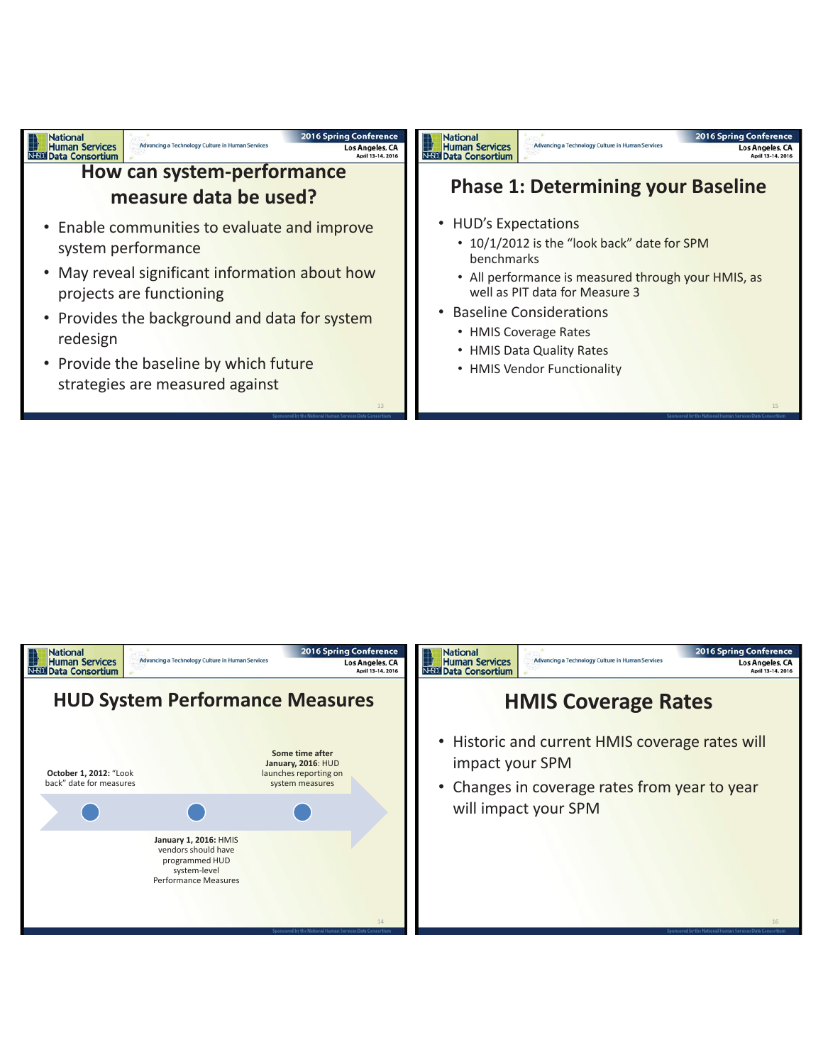## How can system-performance measure data be used?

- Enable communities to evaluate and improve system performance
- May reveal significant information about how projects are functioning
- Provides the background and data for system redesign
- Provide the baseline by which future strategies are measured against

## Phase 1: Determining your Baseline

- HUD's Expectations
  - 10/1/2012 is the "look back" date for SPM benchmarks
  - All performance is measured through your HMIS, as well as PIT data for Measure 3
- Baseline Considerations
  - HMIS Coverage Rates
  - HMIS Data Quality Rates
  - HMIS Vendor Functionality

## HUD System Performance Measures

- **October 1, 2012:** "Look back" date for measures
- **January 1, 2016:** HMIS vendors should have programmed HUD system-level Performance Measures
- **Some time after January, 2016:** HUD launches reporting on system measures

## HMIS Coverage Rates

- Historic and current HMIS coverage rates will impact your SPM
- Changes in coverage rates from year to year will impact your SPM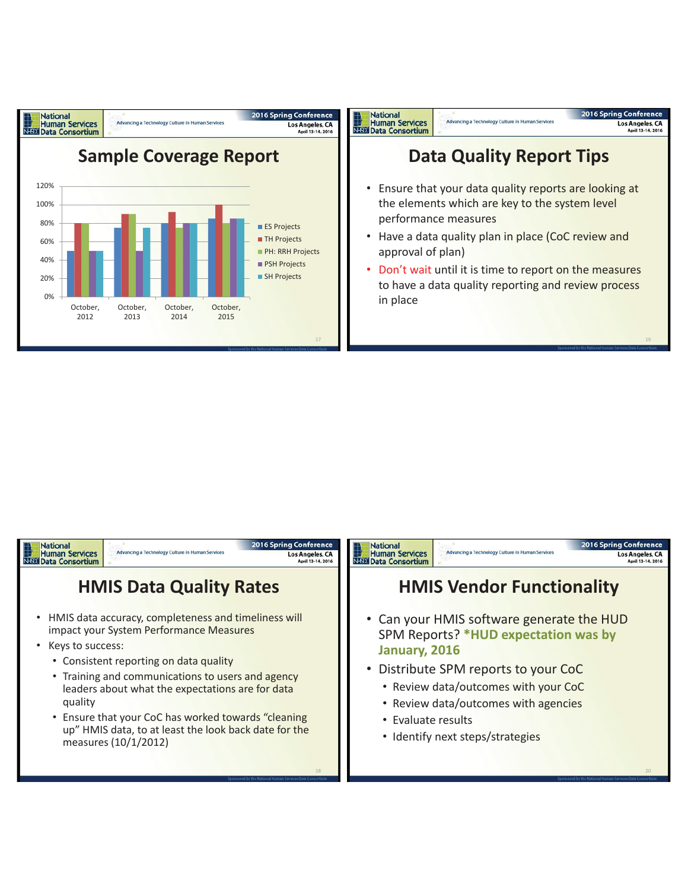# Sample Coverage Report

| | ES Projects | TH Projects | PH: RRH Projects | PSH Projects | SH Projects |
|---|---|---|---|---|---|
| October, 2012 | 50% | 80% | 80% | 50% | 50% |
| October, 2013 | 75% | 90% | 90% | 50% | 75% |
| October, 2014 | 80% | 92% | 75% | 80% | 80% |
| October, 2015 | 85% | 100% | 80% | 85% | 85% |

# HMIS Data Quality Rates

- HMIS data accuracy, completeness and timeliness will impact your System Performance Measures
- Keys to success:
  - Consistent reporting on data quality
  - Training and communications to users and agency leaders about what the expectations are for data quality
  - Ensure that your CoC has worked towards "cleaning up" HMIS data, to at least the look back date for the measures (10/1/2012)

# Data Quality Report Tips

- Ensure that your data quality reports are looking at the elements which are key to the system level performance measures
- Have a data quality plan in place (CoC review and approval of plan)
- Don't wait until it is time to report on the measures to have a data quality reporting and review process in place

# HMIS Vendor Functionality

- Can your HMIS software generate the HUD SPM Reports? **\*HUD expectation was by January, 2016**
- Distribute SPM reports to your CoC
  - Review data/outcomes with your CoC
  - Review data/outcomes with agencies
  - Evaluate results
  - Identify next steps/strategies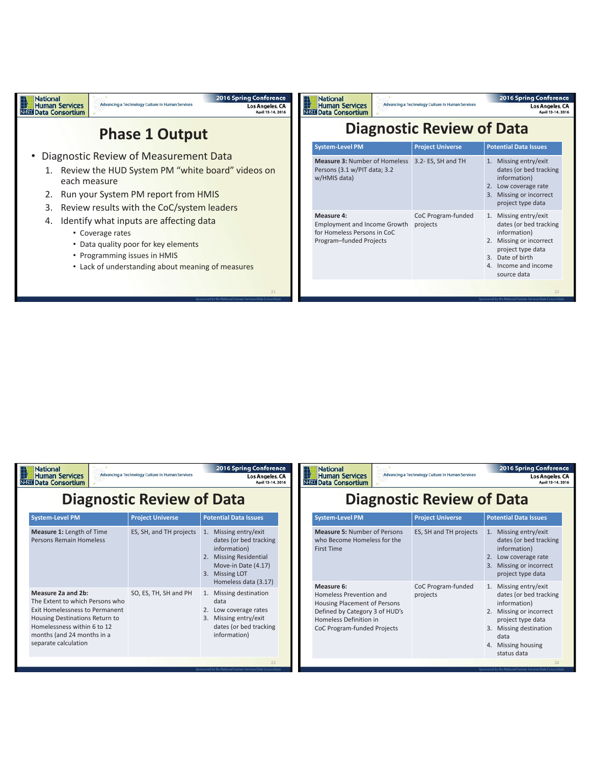# Phase 1 Output

- Diagnostic Review of Measurement Data
  1. Review the HUD System PM "white board" videos on each measure
  2. Run your System PM report from HMIS
  3. Review results with the CoC/system leaders
  4. Identify what inputs are affecting data
     - Coverage rates
     - Data quality poor for for key elements
     - Programming issues in HMIS
     - Lack of understanding about meaning of measures

# Diagnostic Review of Data

| System-Level PM | Project Universe | Potential Data Issues |
|---|---|---|
| **Measure 1:** Length of Time Persons Remain Homeless | ES, SH, and TH projects | 1. Missing entry/exit dates (or bed tracking information)<br>2. Missing Residential Move-in Date (4.17)<br>3. Missing LOT Homeless data (3.17) |
| **Measure 2a and 2b:** The Extent to which Persons who Exit Homelessness to Permanent Housing Destinations Return to Homelessness within 6 to 12 months (and 24 months in a separate calculation | SO, ES, TH, SH and PH | 1. Missing destination data<br>2. Low coverage rates<br>3. Missing entry/exit dates (or bed tracking information) |

# Diagnostic Review of Data

| System-Level PM | Project Universe | Potential Data Issues |
|---|---|---|
| **Measure 3:** Number of Homeless Persons (3.1 w/PIT data; 3.2 w/HMIS data) | 3.2- ES, SH and TH | 1. Missing entry/exit dates (or bed tracking information)<br>2. Low coverage rate<br>3. Missing or incorrect project type data |
| **Measure 4:** Employment and Income Growth for Homeless Persons in CoC Program–funded Projects | CoC Program-funded projects | 1. Missing entry/exit dates (or bed tracking information)<br>2. Missing or incorrect project type data<br>3. Date of birth<br>4. Income and income source data |

# Diagnostic Review of Data

| System-Level PM | Project Universe | Potential Data Issues |
|---|---|---|
| **Measure 5:** Number of Persons who Become Homeless for the First Time | ES, SH and TH projects | 1. Missing entry/exit dates (or bed tracking information)<br>2. Low coverage rate<br>3. Missing or incorrect project type data |
| **Measure 6:** Homeless Prevention and Housing Placement of Persons Defined by Category 3 of HUD's Homeless Definition in CoC Program-funded Projects | CoC Program-funded projects | 1. Missing entry/exit dates (or bed tracking information)<br>2. Missing or incorrect project type data<br>3. Missing destination data<br>4. Missing housing status data |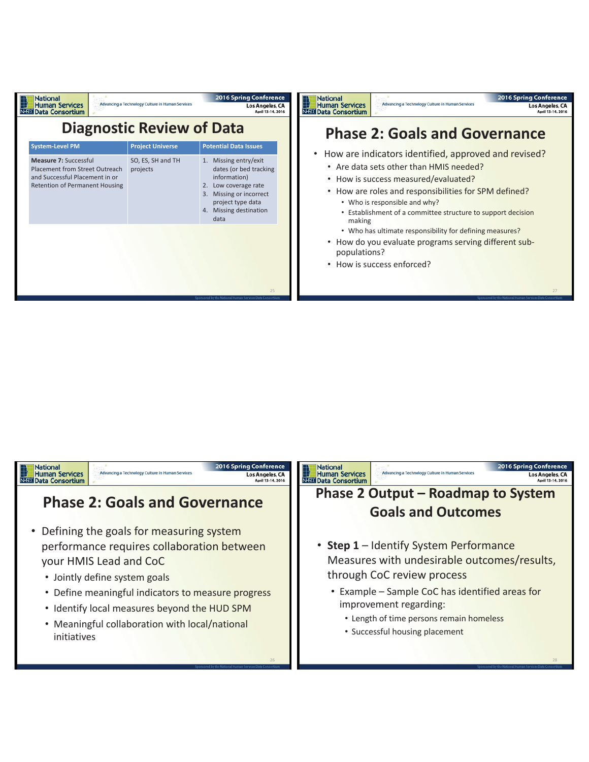## Diagnostic Review of Data

| System-Level PM | Project Universe | Potential Data Issues |
|---|---|---|
| **Measure 7:** Successful Placement from Street Outreach and Successful Placement in or Retention of Permanent Housing | SO, ES, SH and TH projects | 1. Missing entry/exit dates (or bed tracking information) 2. Low coverage rate 3. Missing or incorrect project type data 4. Missing destination data |

## Phase 2: Goals and Governance

- Defining the goals for measuring system performance requires collaboration between your HMIS Lead and CoC
  - Jointly define system goals
  - Define meaningful indicators to measure progress
  - Identify local measures beyond the HUD SPM
  - Meaningful collaboration with local/national initiatives

## Phase 2: Goals and Governance

- How are indicators identified, approved and revised?
  - Are data sets other than HMIS needed?
  - How is success measured/evaluated?
  - How are roles and responsibilities for SPM defined?
    - Who is responsible and why?
    - Establishment of a committee structure to support decision making
    - Who has ultimate responsibility for defining measures?
  - How do you evaluate programs serving different sub-populations?
  - How is success enforced?

## Phase 2 Output – Roadmap to System Goals and Outcomes

- **Step 1** – Identify System Performance Measures with undesirable outcomes/results, through CoC review process
  - Example – Sample CoC has identified areas for improvement regarding:
    - Length of time persons remain homeless
    - Successful housing placement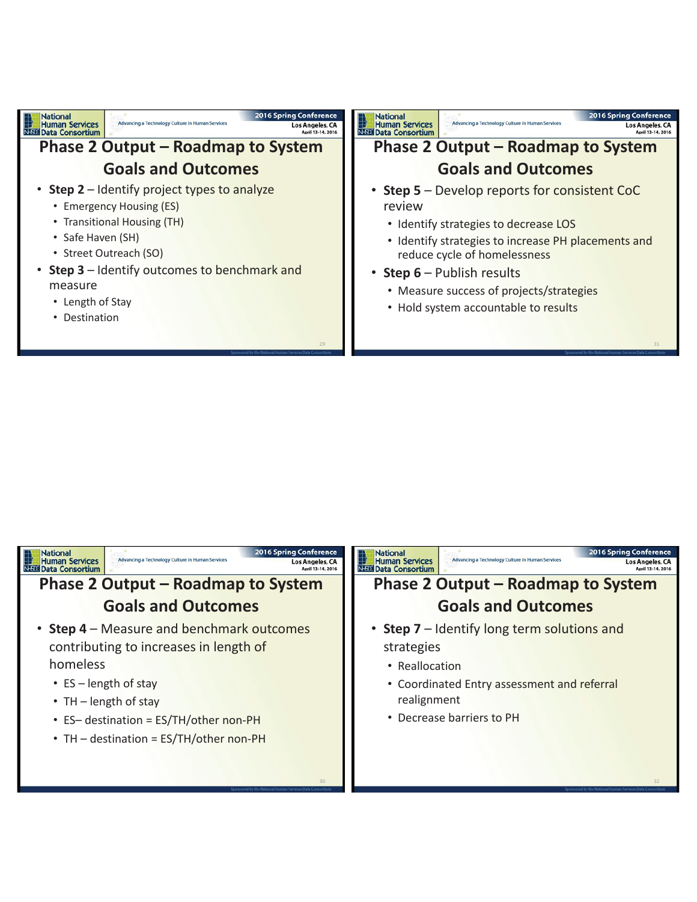## Phase 2 Output – Roadmap to System Goals and Outcomes

- **Step 2** – Identify project types to analyze
  - Emergency Housing (ES)
  - Transitional Housing (TH)
  - Safe Haven (SH)
  - Street Outreach (SO)
- **Step 3** – Identify outcomes to benchmark and measure
  - Length of Stay
  - Destination

## Phase 2 Output – Roadmap to System Goals and Outcomes

- **Step 4** – Measure and benchmark outcomes contributing to increases in length of homeless
  - ES – length of stay
  - TH – length of stay
  - ES– destination = ES/TH/other non-PH
  - TH – destination = ES/TH/other non-PH

## Phase 2 Output – Roadmap to System Goals and Outcomes

- **Step 5** – Develop reports for consistent CoC review
  - Identify strategies to decrease LOS
  - Identify strategies to increase PH placements and reduce cycle of homelessness
- **Step 6** – Publish results
  - Measure success of projects/strategies
  - Hold system accountable to results

## Phase 2 Output – Roadmap to System Goals and Outcomes

- **Step 7** – Identify long term solutions and strategies
  - Reallocation
  - Coordinated Entry assessment and referral realignment
  - Decrease barriers to PH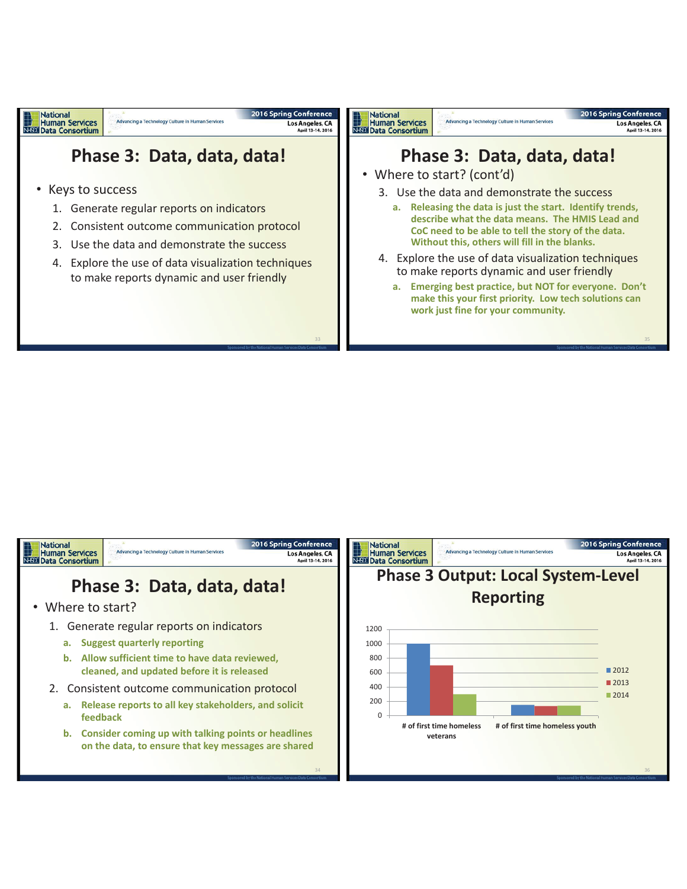## Phase 3: Data, data, data!

- Keys to success
  1. Generate regular reports on indicators
  2. Consistent outcome communication protocol
  3. Use the data and demonstrate the success
  4. Explore the use of data visualization techniques to make reports dynamic and user friendly

## Phase 3: Data, data, data!

- Where to start?
  1. Generate regular reports on indicators
     a. **Suggest quarterly reporting**
     b. **Allow sufficient time to have data reviewed, cleaned, and updated before it is released**
  2. Consistent outcome communication protocol
     a. **Release reports to all key stakeholders, and solicit feedback**
     b. **Consider coming up with talking points or headlines on the data, to ensure that key messages are shared**

## Phase 3: Data, data, data!

- Where to start? (cont'd)
  3. Use the data and demonstrate the success
     a. **Releasing the data is just the start. Identify trends, describe what the data means. The HMIS Lead and CoC need to be able to tell the story of the data. Without this, others will fill in the blanks.**
  4. Explore the use of data visualization techniques to make reports dynamic and user friendly
     a. **Emerging best practice, but NOT for everyone. Don't make this your first priority. Low tech solutions can work just fine for your community.**

## Phase 3 Output: Local System-Level Reporting

| | 2012 | 2013 | 2014 |
|---|---|---|---|
| # of first time homeless veterans | 1000 | 700 | 300 |
| # of first time homeless youth | 150 | 130 | 140 |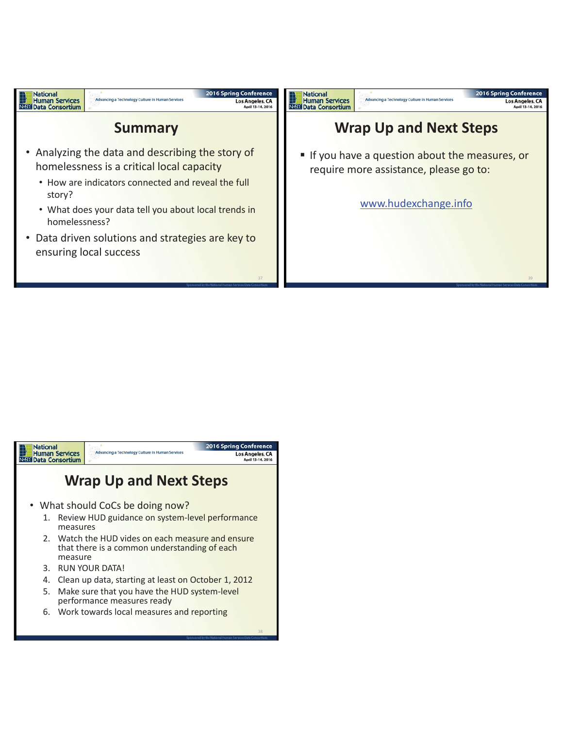## Summary

- Analyzing the data and describing the story of homelessness is a critical local capacity
  - How are indicators connected and reveal the full story?
  - What does your data tell you about local trends in homelessness?
- Data driven solutions and strategies are key to ensuring local success

## Wrap Up and Next Steps

- What should CoCs be doing now?
  1. Review HUD guidance on system-level performance measures
  2. Watch the HUD vides on each measure and ensure that there is a common understanding of each measure
  3. RUN YOUR DATA!
  4. Clean up data, starting at least on October 1, 2012
  5. Make sure that you have the HUD system-level performance measures ready
  6. Work towards local measures and reporting

## Wrap Up and Next Steps

- If you have a question about the measures, or require more assistance, please go to:

www.hudexchange.info